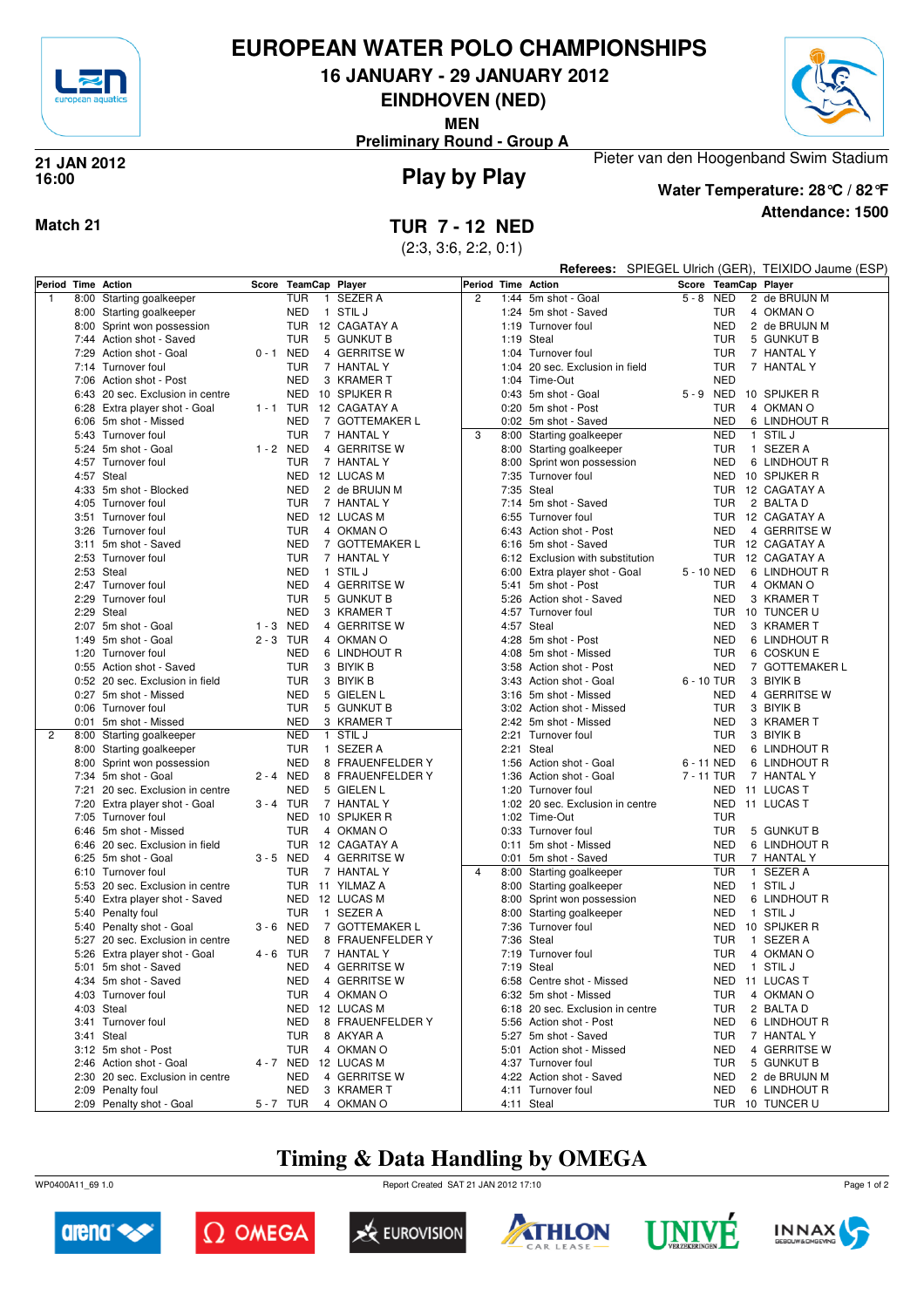# EUROPEAN WATER POLO CHAMPIONSHIPS

## 16 JANUARY - 29 JANUARY 2012

## EINDHOVEN (NED)

**MEN**

**Preliminary Round - Group A**

**21 JAN 2012**
**16:00**

Pieter van den Hoogenband Swim Stadium

## Play by Play

**Water Temperature: 28°C / 82°F**

**Attendance: 1500**

**Match 21**

## TUR 7 - 12 NED

(2:3, 3:6, 2:2, 0:1)

**Referees:** SPIEGEL Ulrich (GER), TEIXIDO Jaume (ESP)

| Period | Time | Action | Score | TeamCap | Player |
|---|---|---|---|---|---|
| 1 | 8:00 | Starting goalkeeper | | TUR 1 | SEZER A |
| | 8:00 | Starting goalkeeper | | NED 1 | STIL J |
| | 8:00 | Sprint won possession | | TUR 12 | CAGATAY A |
| | 7:44 | Action shot - Saved | | TUR 5 | GUNKUT B |
| | 7:29 | Action shot - Goal | 0 - 1 | NED 4 | GERRITSE W |
| | 7:14 | Turnover foul | | TUR 7 | HANTAL Y |
| | 7:06 | Action shot - Post | | NED 3 | KRAMER T |
| | 6:43 | 20 sec. Exclusion in centre | | NED 7 | GOTTEMAKER L |
| | 6:28 | Extra player shot - Goal | 1 - 1 | TUR 12 | CAGATAY A |
| | 6:06 | 5m shot - Missed | | NED 7 | GOTTEMAKER L |
| | 5:43 | Turnover foul | | TUR 7 | HANTAL Y |
| | 5:24 | 5m shot - Goal | 1 - 2 | NED 4 | GERRITSE W |
| | 4:57 | Turnover foul | | TUR 7 | HANTAL Y |
| | 4:57 | Steal | | NED 12 | LUCAS M |
| | 4:33 | 5m shot - Blocked | | NED 2 | de BRUIJN M |
| | 4:05 | Turnover foul | | TUR 7 | HANTAL Y |
| | 3:51 | Turnover foul | | NED 12 | LUCAS M |
| | 3:26 | Turnover foul | | TUR 4 | OKMAN O |
| | 3:11 | 5m shot - Saved | | NED 7 | GOTTEMAKER L |
| | 2:53 | Turnover foul | | TUR 7 | HANTAL Y |
| | 2:53 | Steal | | NED 1 | STIL J |
| | 2:47 | Turnover foul | | NED 4 | GERRITSE W |
| | 2:29 | Turnover foul | | TUR 5 | GUNKUT B |
| | 2:29 | Steal | | NED 3 | KRAMER T |
| | 2:07 | 5m shot - Goal | 1 - 3 | NED 4 | GERRITSE W |
| | 1:49 | 5m shot - Goal | 2 - 3 | TUR 4 | OKMAN O |
| | 1:20 | Turnover foul | | NED 6 | LINDHOUT R |
| | 0:55 | Action shot - Saved | | TUR 3 | BIYIK B |
| | 0:52 | 20 sec. Exclusion in field | | TUR 3 | BIYIK B |
| | 0:27 | 5m shot - Missed | | NED 5 | GIELEN L |
| | 0:06 | Turnover foul | | TUR 5 | GUNKUT B |
| | 0:01 | 5m shot - Missed | | NED 3 | KRAMER T |
| 2 | 8:00 | Starting goalkeeper | | NED 1 | STIL J |
| | 8:00 | Starting goalkeeper | | TUR 1 | SEZER A |
| | 8:00 | Sprint won possession | | NED 8 | FRAUENFELDER Y |
| | 7:34 | 5m shot - Goal | 2 - 4 | NED 8 | FRAUENFELDER Y |
| | 7:21 | 20 sec. Exclusion in centre | | NED 5 | GIELEN L |
| | 7:20 | Extra player shot - Goal | 3 - 4 | TUR 7 | HANTAL Y |
| | 7:05 | Turnover foul | | NED 10 | SPIJKER R |
| | 6:46 | 5m shot - Missed | | TUR 4 | OKMAN O |
| | 6:46 | 20 sec. Exclusion in field | | TUR 12 | CAGATAY A |
| | 6:25 | 5m shot - Goal | 3 - 5 | NED 4 | GERRITSE W |
| | 6:10 | Turnover foul | | TUR 7 | HANTAL Y |
| | 5:53 | 20 sec. Exclusion in centre | | TUR 11 | YILMAZ A |
| | 5:40 | Extra player shot - Saved | | NED 12 | LUCAS M |
| | 5:40 | Penalty foul | | TUR 1 | SEZER A |
| | 5:40 | Penalty shot - Goal | 3 - 6 | NED 7 | GOTTEMAKER L |
| | 5:27 | 20 sec. Exclusion in centre | | NED 8 | FRAUENFELDER Y |
| | 5:26 | Extra player shot - Goal | 4 - 6 | TUR 7 | HANTAL Y |
| | 5:01 | 5m shot - Saved | | NED 4 | GERRITSE W |
| | 4:34 | 5m shot - Saved | | NED 4 | GERRITSE W |
| | 4:03 | Turnover foul | | TUR 4 | OKMAN O |
| | 4:03 | Steal | | NED 12 | LUCAS M |
| | 3:41 | Turnover foul | | NED 8 | FRAUENFELDER Y |
| | 3:41 | Steal | | TUR 8 | AKYAR A |
| | 3:12 | 5m shot - Post | | TUR 4 | OKMAN O |
| | 2:46 | Action shot - Goal | 4 - 7 | NED 12 | LUCAS M |
| | 2:30 | 20 sec. Exclusion in centre | | NED 4 | GERRITSE W |
| | 2:09 | Penalty foul | | NED 3 | KRAMER T |
| | 2:09 | Penalty shot - Goal | 5 - 7 | TUR 4 | OKMAN O |
| 2 | 1:44 | 5m shot - Goal | 5 - 8 | NED 2 | de BRUIJN M |
| | 1:24 | 5m shot - Saved | | TUR 4 | OKMAN O |
| | 1:19 | Turnover foul | | NED 2 | de BRUIJN M |
| | 1:19 | Steal | | TUR 5 | GUNKUT B |
| | 1:04 | Turnover foul | | TUR 7 | HANTAL Y |
| | 1:04 | 20 sec. Exclusion in field | | TUR 7 | HANTAL Y |
| | 1:04 | Time-Out | | NED | |
| | 0:43 | 5m shot - Goal | 5 - 9 | NED 10 | SPIJKER R |
| | 0:20 | 5m shot - Post | | TUR 4 | OKMAN O |
| | 0:02 | 5m shot - Saved | | NED 6 | LINDHOUT R |
| 3 | 8:00 | Starting goalkeeper | | NED 1 | STIL J |
| | 8:00 | Starting goalkeeper | | TUR 1 | SEZER A |
| | 8:00 | Sprint won possession | | NED 6 | LINDHOUT R |
| | 7:35 | Turnover foul | | NED 10 | SPIJKER R |
| | 7:35 | Steal | | TUR 12 | CAGATAY A |
| | 7:14 | 5m shot - Saved | | TUR 2 | BALTA D |
| | 6:55 | Turnover foul | | TUR 12 | CAGATAY A |
| | 6:43 | Action shot - Post | | NED 4 | GERRITSE W |
| | 6:16 | 5m shot - Saved | | TUR 12 | CAGATAY A |
| | 6:12 | Exclusion with substitution | | TUR 12 | CAGATAY A |
| | 6:00 | Extra player shot - Goal | 5 - 10 | NED 6 | LINDHOUT R |
| | 5:41 | 5m shot - Post | | TUR 4 | OKMAN O |
| | 5:26 | Action shot - Saved | | NED 3 | KRAMER T |
| | 4:57 | Turnover foul | | TUR 10 | TUNCER U |
| | 4:57 | Steal | | NED 3 | KRAMER T |
| | 4:28 | 5m shot - Post | | NED 6 | LINDHOUT R |
| | 4:08 | 5m shot - Missed | | TUR 6 | COSKUN E |
| | 3:58 | Action shot - Post | | NED 7 | GOTTEMAKER L |
| | 3:43 | Action shot - Goal | 6 - 10 | TUR 3 | BIYIK B |
| | 3:16 | 5m shot - Missed | | NED 4 | GERRITSE W |
| | 3:02 | Action shot - Missed | | TUR 3 | BIYIK B |
| | 2:42 | 5m shot - Missed | | NED 3 | KRAMER T |
| | 2:21 | Turnover foul | | TUR 3 | BIYIK B |
| | 2:21 | Steal | | NED 6 | LINDHOUT R |
| | 1:56 | Action shot - Goal | 6 - 11 | NED 6 | LINDHOUT R |
| | 1:36 | Action shot - Goal | 7 - 11 | TUR 7 | HANTAL Y |
| | 1:20 | Turnover foul | | NED 11 | LUCAS T |
| | 1:02 | 20 sec. Exclusion in centre | | NED 11 | LUCAS T |
| | 1:02 | Time-Out | | TUR | |
| | 0:33 | Turnover foul | | TUR 5 | GUNKUT B |
| | 0:11 | 5m shot - Missed | | NED 6 | LINDHOUT R |
| | 0:01 | 5m shot - Saved | | TUR 7 | HANTAL Y |
| 4 | 8:00 | Starting goalkeeper | | TUR 1 | SEZER A |
| | 8:00 | Starting goalkeeper | | NED 1 | STIL J |
| | 8:00 | Sprint won possession | | NED 6 | LINDHOUT R |
| | 8:00 | Starting goalkeeper | | NED 1 | STIL J |
| | 7:36 | Turnover foul | | NED 10 | SPIJKER R |
| | 7:36 | Steal | | TUR 1 | SEZER A |
| | 7:19 | Turnover foul | | TUR 4 | OKMAN O |
| | 7:19 | Steal | | NED 1 | STIL J |
| | 6:58 | Centre shot - Missed | | NED 11 | LUCAS T |
| | 6:32 | 5m shot - Missed | | TUR 4 | OKMAN O |
| | 6:18 | 20 sec. Exclusion in centre | | TUR 2 | BALTA D |
| | 5:56 | Action shot - Post | | NED 6 | LINDHOUT R |
| | 5:27 | 5m shot - Saved | | TUR 7 | HANTAL Y |
| | 5:01 | Action shot - Missed | | NED 4 | GERRITSE W |
| | 4:37 | Turnover foul | | TUR 5 | GUNKUT B |
| | 4:22 | Action shot - Saved | | NED 2 | de BRUIJN M |
| | 4:11 | Turnover foul | | NED 6 | LINDHOUT R |
| | 4:11 | Steal | | TUR 10 | TUNCER U |

## Timing & Data Handling by OMEGA

WP0400A11_69 1.0 Report Created SAT 21 JAN 2012 17:10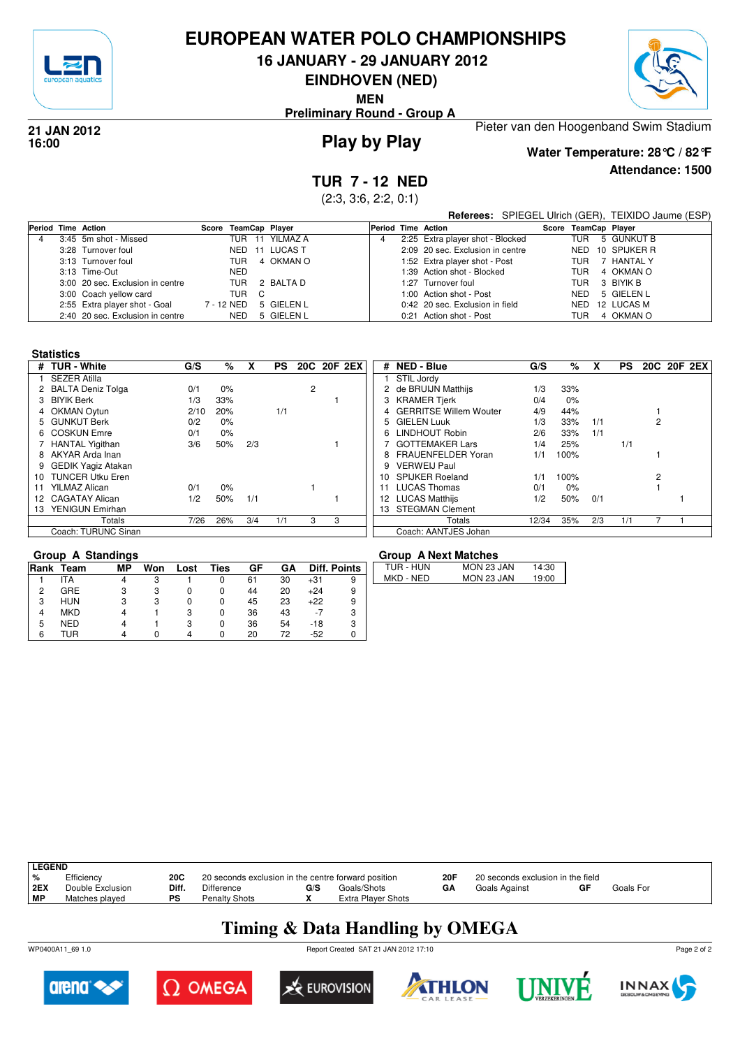# EUROPEAN WATER POLO CHAMPIONSHIPS

## 16 JANUARY - 29 JANUARY 2012

## EINDHOVEN (NED)

**MEN**

**Preliminary Round - Group A**

**21 JAN 2012**
**16:00**

# Play by Play

Pieter van den Hoogenband Swim Stadium

**Water Temperature: 28°C / 82°F**

**Attendance: 1500**

## TUR 7 - 12 NED

(2:3, 3:6, 2:2, 0:1)

**Referees:** SPIEGEL Ulrich (GER), TEIXIDO Jaume (ESP)

| Period | Time | Action | Score | TeamCap | Player |
|---|---|---|---|---|---|
| 4 | 3:45 | 5m shot - Missed | | TUR 11 | YILMAZ A |
| | 3:28 | Turnover foul | | NED 11 | LUCAS T |
| | 3:13 | Turnover foul | | TUR 4 | OKMAN O |
| | 3:13 | Time-Out | | NED | |
| | 3:00 | 20 sec. Exclusion in centre | | TUR 2 | BALTA D |
| | 3:00 | Coach yellow card | | TUR C | |
| | 2:55 | Extra player shot - Goal | 7 - 12 | NED 5 | GIELEN L |
| | 2:40 | 20 sec. Exclusion in centre | | NED 5 | GIELEN L |
| 4 | 2:25 | Extra player shot - Blocked | | TUR 5 | GUNKUT B |
| | 2:09 | 20 sec. Exclusion in centre | | NED 10 | SPIJKER R |
| | 1:52 | Extra player shot - Post | | TUR 7 | HANTAL Y |
| | 1:39 | Action shot - Blocked | | TUR 4 | OKMAN O |
| | 1:27 | Turnover foul | | TUR 3 | BIYIK B |
| | 1:00 | Action shot - Post | | NED 5 | GIELEN L |
| | 0:42 | 20 sec. Exclusion in field | | NED 12 | LUCAS M |
| | 0:21 | Action shot - Post | | TUR 4 | OKMAN O |

### Statistics

| # | TUR - White | G/S | % | X | PS | 20C | 20F | 2EX |
|---|---|---|---|---|---|---|---|---|
| 1 | SEZER Atilla | | | | | | | |
| 2 | BALTA Deniz Tolga | 0/1 | 0% | | | 2 | | |
| 3 | BIYIK Berk | 1/3 | 33% | | | | 1 | |
| 4 | OKMAN Oytun | 2/10 | 20% | | 1/1 | | | |
| 5 | GUNKUT Berk | 0/2 | 0% | | | | | |
| 6 | COSKUN Emre | 0/1 | 0% | | | | | |
| 7 | HANTAL Yigithan | 3/6 | 50% | 2/3 | | | 1 | |
| 8 | AKYAR Arda Inan | | | | | | | |
| 9 | GEDIK Yagiz Atakan | | | | | | | |
| 10 | TUNCER Utku Eren | | | | | | | |
| 11 | YILMAZ Alican | 0/1 | 0% | | | 1 | | |
| 12 | CAGATAY Alican | 1/2 | 50% | 1/1 | | | 1 | |
| 13 | YENIGUN Emirhan | | | | | | | |
| | Totals | 7/26 | 26% | 3/4 | 1/1 | 3 | 3 | |
| | Coach: TURUNC Sinan | | | | | | | |

| # | NED - Blue | G/S | % | X | PS | 20C | 20F | 2EX |
|---|---|---|---|---|---|---|---|---|
| 1 | STIL Jordy | | | | | | | |
| 2 | de BRUIJN Matthijs | 1/3 | 33% | | | | | |
| 3 | KRAMER Tjerk | 0/4 | 0% | | | | | |
| 4 | GERRITSE Willem Wouter | 4/9 | 44% | | | 1 | | |
| 5 | GIELEN Luuk | 1/3 | 33% | 1/1 | | 2 | | |
| 6 | LINDHOUT Robin | 2/6 | 33% | 1/1 | | | | |
| 7 | GOTTEMAKER Lars | 1/4 | 25% | | 1/1 | | | |
| 8 | FRAUENFELDER Yoran | 1/1 | 100% | | | 1 | | |
| 9 | VERWEIJ Paul | | | | | | | |
| 10 | SPIJKER Roeland | 1/1 | 100% | | | 2 | | |
| 11 | LUCAS Thomas | 0/1 | 0% | | | 1 | | |
| 12 | LUCAS Matthijs | 1/2 | 50% | 0/1 | | | 1 | |
| 13 | STEGMAN Clement | | | | | | | |
| | Totals | 12/34 | 35% | 2/3 | 1/1 | 7 | 1 | |
| | Coach: AANTJES Johan | | | | | | | |

### Group A Standings

| Rank | Team | MP | Won | Lost | Ties | GF | GA | Diff. | Points |
|---|---|---|---|---|---|---|---|---|---|
| 1 | ITA | 4 | 3 | 1 | 0 | 61 | 30 | +31 | 9 |
| 2 | GRE | 3 | 3 | 0 | 0 | 44 | 20 | +24 | 9 |
| 3 | HUN | 3 | 3 | 0 | 0 | 45 | 23 | +22 | 9 |
| 4 | MKD | 4 | 1 | 3 | 0 | 36 | 43 | -7 | 3 |
| 5 | NED | 4 | 1 | 3 | 0 | 36 | 54 | -18 | 3 |
| 6 | TUR | 4 | 0 | 4 | 0 | 20 | 72 | -52 | 0 |

### Group A Next Matches

| | | |
|---|---|---|
| TUR - HUN | MON 23 JAN | 14:30 |
| MKD - NED | MON 23 JAN | 19:00 |

**LEGEND**

| | | | | | | | |
|---|---|---|---|---|---|---|---|
| % | Efficiency | 20C | 20 seconds exclusion in the centre forward position | | | 20F | 20 seconds exclusion in the field |
| 2EX | Double Exclusion | Diff. | Difference | G/S | Goals/Shots | GA | Goals Against | 
| MP | Matches played | PS | Penalty Shots | X | Extra Player Shots | GF | Goals For |

## Timing & Data Handling by OMEGA

WP0400A11_69 1.0 Report Created SAT 21 JAN 2012 17:10